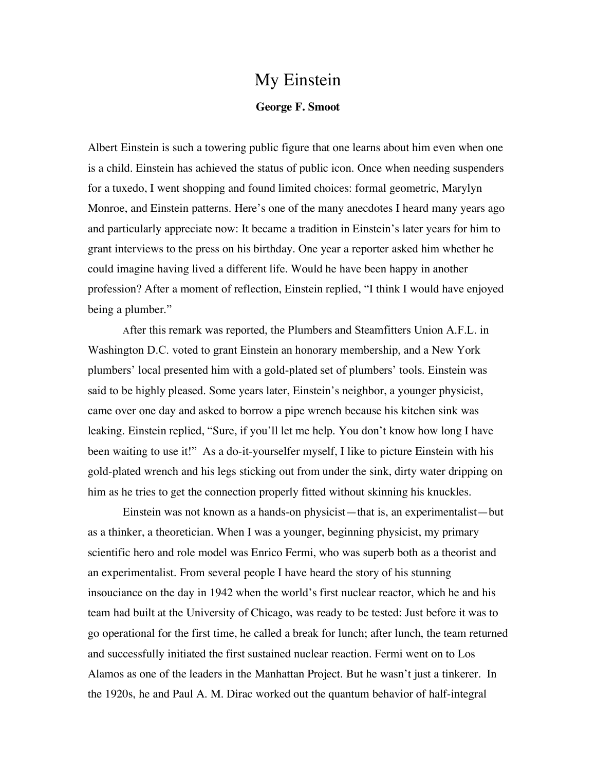# My Einstein

**George F. Smoot**

Albert Einstein is such a towering public figure that one learns about him even when one is a child. Einstein has achieved the status of public icon. Once when needing suspenders for a tuxedo, I went shopping and found limited choices: formal geometric, Marylyn Monroe, and Einstein patterns. Here's one of the many anecdotes I heard many years ago and particularly appreciate now: It became a tradition in Einstein's later years for him to grant interviews to the press on his birthday. One year a reporter asked him whether he could imagine having lived a different life. Would he have been happy in another profession? After a moment of reflection, Einstein replied, "I think I would have enjoyed being a plumber."

After this remark was reported, the Plumbers and Steamfitters Union A.F.L. in Washington D.C. voted to grant Einstein an honorary membership, and a New York plumbers' local presented him with a gold-plated set of plumbers' tools. Einstein was said to be highly pleased. Some years later, Einstein's neighbor, a younger physicist, came over one day and asked to borrow a pipe wrench because his kitchen sink was leaking. Einstein replied, "Sure, if you'll let me help. You don't know how long I have been waiting to use it!" As a do-it-yourselfer myself, I like to picture Einstein with his gold-plated wrench and his legs sticking out from under the sink, dirty water dripping on him as he tries to get the connection properly fitted without skinning his knuckles.

Einstein was not known as a hands-on physicist—that is, an experimentalist—but as a thinker, a theoretician. When I was a younger, beginning physicist, my primary scientific hero and role model was Enrico Fermi, who was superb both as a theorist and an experimentalist. From several people I have heard the story of his stunning insouciance on the day in 1942 when the world's first nuclear reactor, which he and his team had built at the University of Chicago, was ready to be tested: Just before it was to go operational for the first time, he called a break for lunch; after lunch, the team returned and successfully initiated the first sustained nuclear reaction. Fermi went on to Los Alamos as one of the leaders in the Manhattan Project. But he wasn't just a tinkerer. In the 1920s, he and Paul A. M. Dirac worked out the quantum behavior of half-integral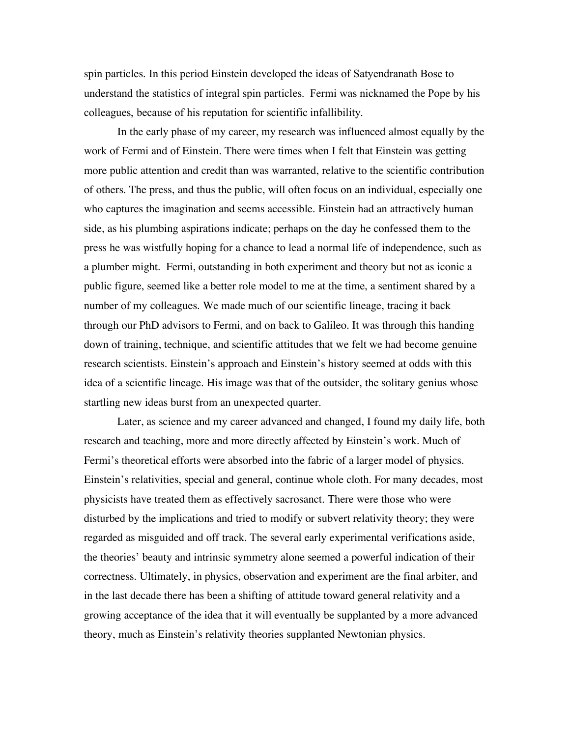spin particles. In this period Einstein developed the ideas of Satyendranath Bose to understand the statistics of integral spin particles. Fermi was nicknamed the Pope by his colleagues, because of his reputation for scientific infallibility.

In the early phase of my career, my research was influenced almost equally by the work of Fermi and of Einstein. There were times when I felt that Einstein was getting more public attention and credit than was warranted, relative to the scientific contribution of others. The press, and thus the public, will often focus on an individual, especially one who captures the imagination and seems accessible. Einstein had an attractively human side, as his plumbing aspirations indicate; perhaps on the day he confessed them to the press he was wistfully hoping for a chance to lead a normal life of independence, such as a plumber might. Fermi, outstanding in both experiment and theory but not as iconic a public figure, seemed like a better role model to me at the time, a sentiment shared by a number of my colleagues. We made much of our scientific lineage, tracing it back through our PhD advisors to Fermi, and on back to Galileo. It was through this handing down of training, technique, and scientific attitudes that we felt we had become genuine research scientists. Einstein's approach and Einstein's history seemed at odds with this idea of a scientific lineage. His image was that of the outsider, the solitary genius whose startling new ideas burst from an unexpected quarter.

Later, as science and my career advanced and changed, I found my daily life, both research and teaching, more and more directly affected by Einstein's work. Much of Fermi's theoretical efforts were absorbed into the fabric of a larger model of physics. Einstein's relativities, special and general, continue whole cloth. For many decades, most physicists have treated them as effectively sacrosanct. There were those who were disturbed by the implications and tried to modify or subvert relativity theory; they were regarded as misguided and off track. The several early experimental verifications aside, the theories' beauty and intrinsic symmetry alone seemed a powerful indication of their correctness. Ultimately, in physics, observation and experiment are the final arbiter, and in the last decade there has been a shifting of attitude toward general relativity and a growing acceptance of the idea that it will eventually be supplanted by a more advanced theory, much as Einstein's relativity theories supplanted Newtonian physics.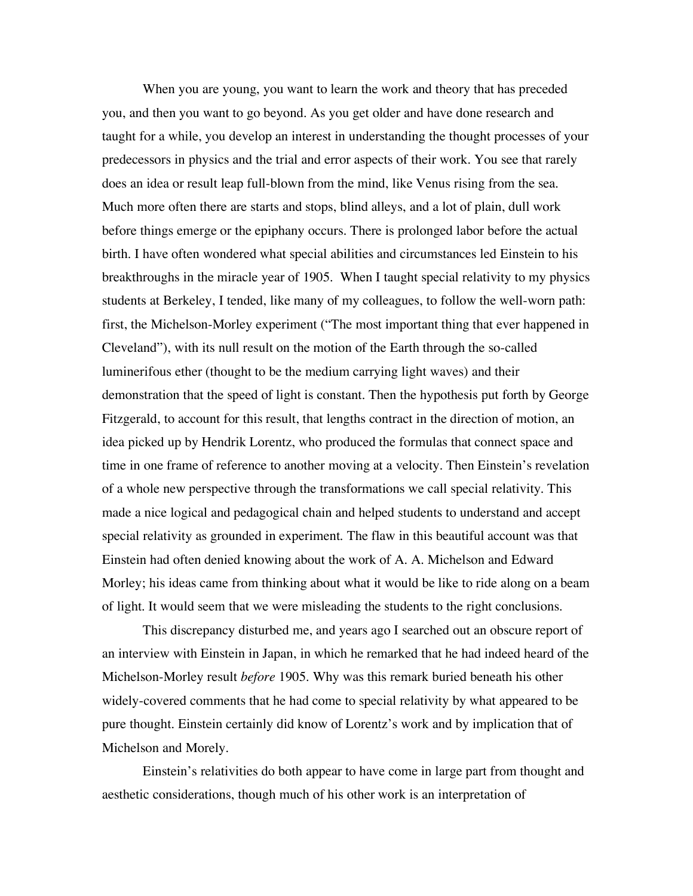When you are young, you want to learn the work and theory that has preceded you, and then you want to go beyond. As you get older and have done research and taught for a while, you develop an interest in understanding the thought processes of your predecessors in physics and the trial and error aspects of their work. You see that rarely does an idea or result leap full-blown from the mind, like Venus rising from the sea. Much more often there are starts and stops, blind alleys, and a lot of plain, dull work before things emerge or the epiphany occurs. There is prolonged labor before the actual birth. I have often wondered what special abilities and circumstances led Einstein to his breakthroughs in the miracle year of 1905. When I taught special relativity to my physics students at Berkeley, I tended, like many of my colleagues, to follow the well-worn path: first, the Michelson-Morley experiment ("The most important thing that ever happened in Cleveland"), with its null result on the motion of the Earth through the so-called luminerifous ether (thought to be the medium carrying light waves) and their demonstration that the speed of light is constant. Then the hypothesis put forth by George Fitzgerald, to account for this result, that lengths contract in the direction of motion, an idea picked up by Hendrik Lorentz, who produced the formulas that connect space and time in one frame of reference to another moving at a velocity. Then Einstein's revelation of a whole new perspective through the transformations we call special relativity. This made a nice logical and pedagogical chain and helped students to understand and accept special relativity as grounded in experiment. The flaw in this beautiful account was that Einstein had often denied knowing about the work of A. A. Michelson and Edward Morley; his ideas came from thinking about what it would be like to ride along on a beam of light. It would seem that we were misleading the students to the right conclusions.

This discrepancy disturbed me, and years ago I searched out an obscure report of an interview with Einstein in Japan, in which he remarked that he had indeed heard of the Michelson-Morley result *before* 1905. Why was this remark buried beneath his other widely-covered comments that he had come to special relativity by what appeared to be pure thought. Einstein certainly did know of Lorentz's work and by implication that of Michelson and Morely.

Einstein's relativities do both appear to have come in large part from thought and aesthetic considerations, though much of his other work is an interpretation of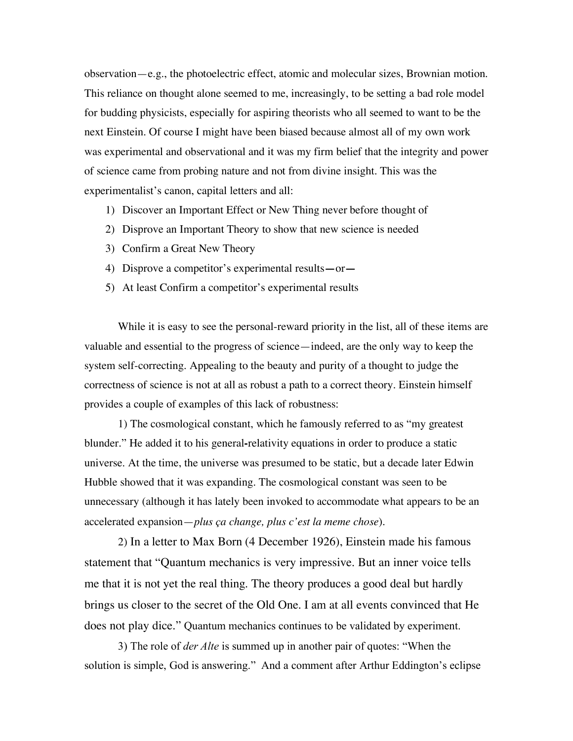observation—e.g., the photoelectric effect, atomic and molecular sizes, Brownian motion. This reliance on thought alone seemed to me, increasingly, to be setting a bad role model for budding physicists, especially for aspiring theorists who all seemed to want to be the next Einstein. Of course I might have been biased because almost all of my own work was experimental and observational and it was my firm belief that the integrity and power of science came from probing nature and not from divine insight. This was the experimentalist's canon, capital letters and all:

1) Discover an Important Effect or New Thing never before thought of
2) Disprove an Important Theory to show that new science is needed
3) Confirm a Great New Theory
4) Disprove a competitor's experimental results—or—
5) At least Confirm a competitor's experimental results

While it is easy to see the personal-reward priority in the list, all of these items are valuable and essential to the progress of science—indeed, are the only way to keep the system self-correcting. Appealing to the beauty and purity of a thought to judge the correctness of science is not at all as robust a path to a correct theory. Einstein himself provides a couple of examples of this lack of robustness:

1) The cosmological constant, which he famously referred to as "my greatest blunder." He added it to his general-relativity equations in order to produce a static universe. At the time, the universe was presumed to be static, but a decade later Edwin Hubble showed that it was expanding. The cosmological constant was seen to be unnecessary (although it has lately been invoked to accommodate what appears to be an accelerated expansion—*plus ça change, plus c'est la meme chose*).

2) In a letter to Max Born (4 December 1926), Einstein made his famous statement that "Quantum mechanics is very impressive. But an inner voice tells me that it is not yet the real thing. The theory produces a good deal but hardly brings us closer to the secret of the Old One. I am at all events convinced that He does not play dice." Quantum mechanics continues to be validated by experiment.

3) The role of *der Alte* is summed up in another pair of quotes: "When the solution is simple, God is answering." And a comment after Arthur Eddington's eclipse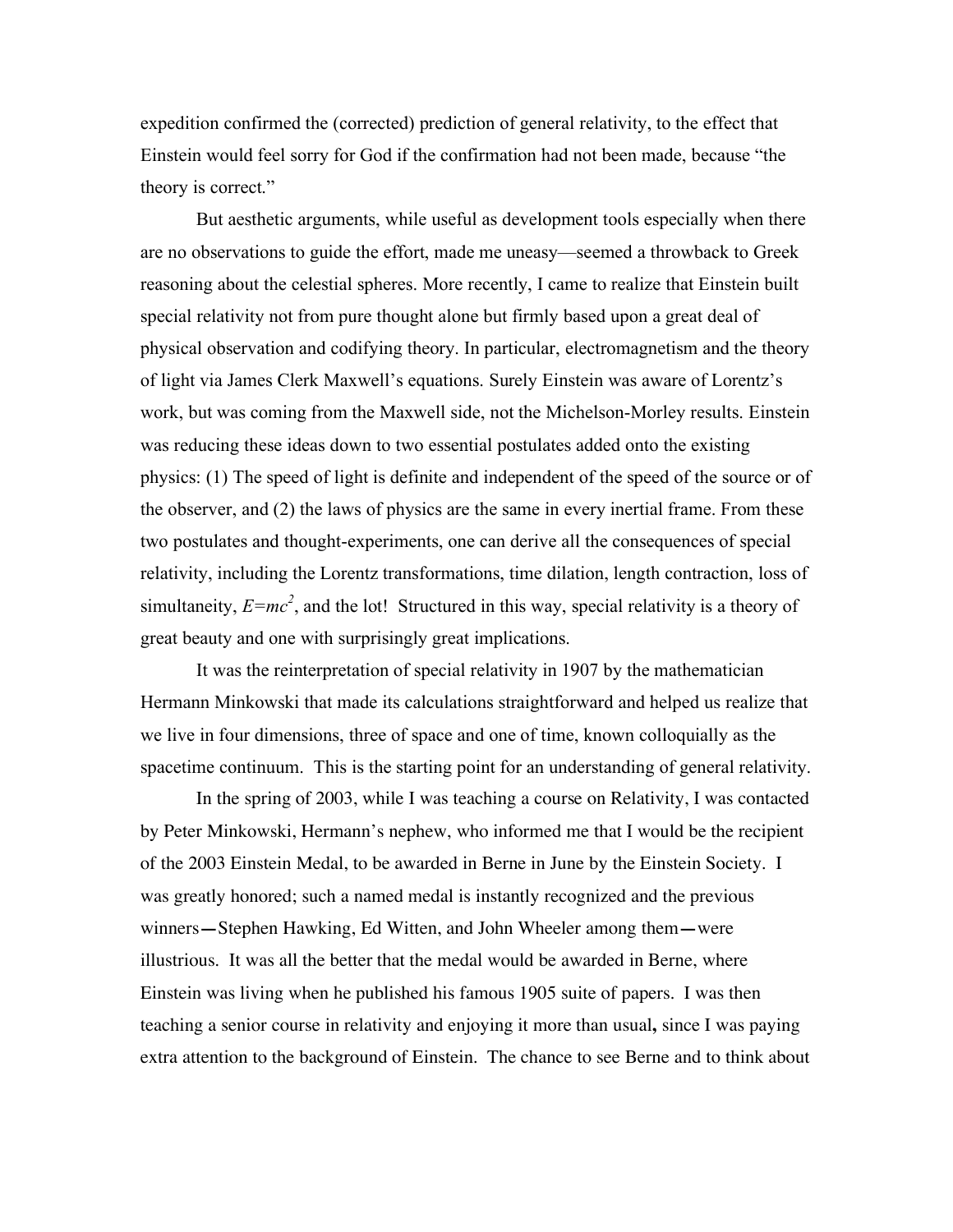expedition confirmed the (corrected) prediction of general relativity, to the effect that Einstein would feel sorry for God if the confirmation had not been made, because "the theory is correct."

But aesthetic arguments, while useful as development tools especially when there are no observations to guide the effort, made me uneasy—seemed a throwback to Greek reasoning about the celestial spheres. More recently, I came to realize that Einstein built special relativity not from pure thought alone but firmly based upon a great deal of physical observation and codifying theory. In particular, electromagnetism and the theory of light via James Clerk Maxwell's equations. Surely Einstein was aware of Lorentz's work, but was coming from the Maxwell side, not the Michelson-Morley results. Einstein was reducing these ideas down to two essential postulates added onto the existing physics: (1) The speed of light is definite and independent of the speed of the source or of the observer, and (2) the laws of physics are the same in every inertial frame. From these two postulates and thought-experiments, one can derive all the consequences of special relativity, including the Lorentz transformations, time dilation, length contraction, loss of simultaneity, $E=mc^2$, and the lot! Structured in this way, special relativity is a theory of great beauty and one with surprisingly great implications.

It was the reinterpretation of special relativity in 1907 by the mathematician Hermann Minkowski that made its calculations straightforward and helped us realize that we live in four dimensions, three of space and one of time, known colloquially as the spacetime continuum. This is the starting point for an understanding of general relativity.

In the spring of 2003, while I was teaching a course on Relativity, I was contacted by Peter Minkowski, Hermann's nephew, who informed me that I would be the recipient of the 2003 Einstein Medal, to be awarded in Berne in June by the Einstein Society. I was greatly honored; such a named medal is instantly recognized and the previous winners—Stephen Hawking, Ed Witten, and John Wheeler among them—were illustrious. It was all the better that the medal would be awarded in Berne, where Einstein was living when he published his famous 1905 suite of papers. I was then teaching a senior course in relativity and enjoying it more than usual**,** since I was paying extra attention to the background of Einstein. The chance to see Berne and to think about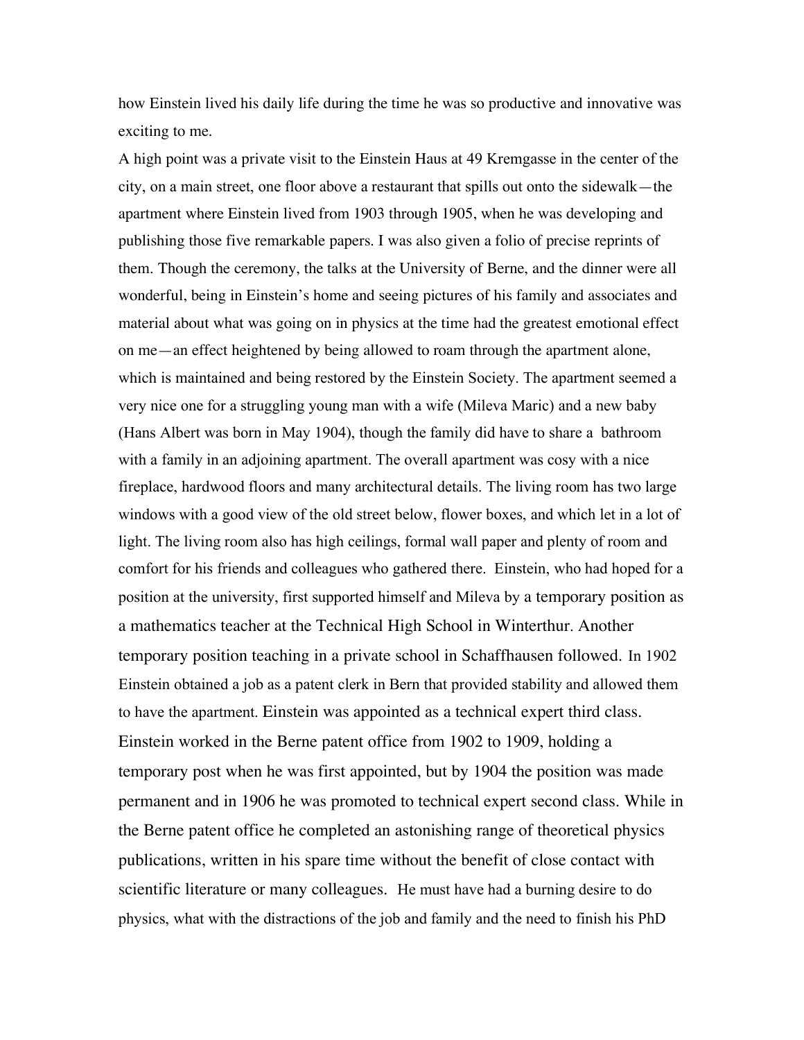how Einstein lived his daily life during the time he was so productive and innovative was exciting to me.

A high point was a private visit to the Einstein Haus at 49 Kremgasse in the center of the city, on a main street, one floor above a restaurant that spills out onto the sidewalk—the apartment where Einstein lived from 1903 through 1905, when he was developing and publishing those five remarkable papers. I was also given a folio of precise reprints of them. Though the ceremony, the talks at the University of Berne, and the dinner were all wonderful, being in Einstein's home and seeing pictures of his family and associates and material about what was going on in physics at the time had the greatest emotional effect on me—an effect heightened by being allowed to roam through the apartment alone, which is maintained and being restored by the Einstein Society. The apartment seemed a very nice one for a struggling young man with a wife (Mileva Maric) and a new baby (Hans Albert was born in May 1904), though the family did have to share a bathroom with a family in an adjoining apartment. The overall apartment was cosy with a nice fireplace, hardwood floors and many architectural details. The living room has two large windows with a good view of the old street below, flower boxes, and which let in a lot of light. The living room also has high ceilings, formal wall paper and plenty of room and comfort for his friends and colleagues who gathered there. Einstein, who had hoped for a position at the university, first supported himself and Mileva by a temporary position as a mathematics teacher at the Technical High School in Winterthur. Another temporary position teaching in a private school in Schaffhausen followed. In 1902 Einstein obtained a job as a patent clerk in Bern that provided stability and allowed them to have the apartment. Einstein was appointed as a technical expert third class. Einstein worked in the Berne patent office from 1902 to 1909, holding a temporary post when he was first appointed, but by 1904 the position was made permanent and in 1906 he was promoted to technical expert second class. While in the Berne patent office he completed an astonishing range of theoretical physics publications, written in his spare time without the benefit of close contact with scientific literature or many colleagues. He must have had a burning desire to do physics, what with the distractions of the job and family and the need to finish his PhD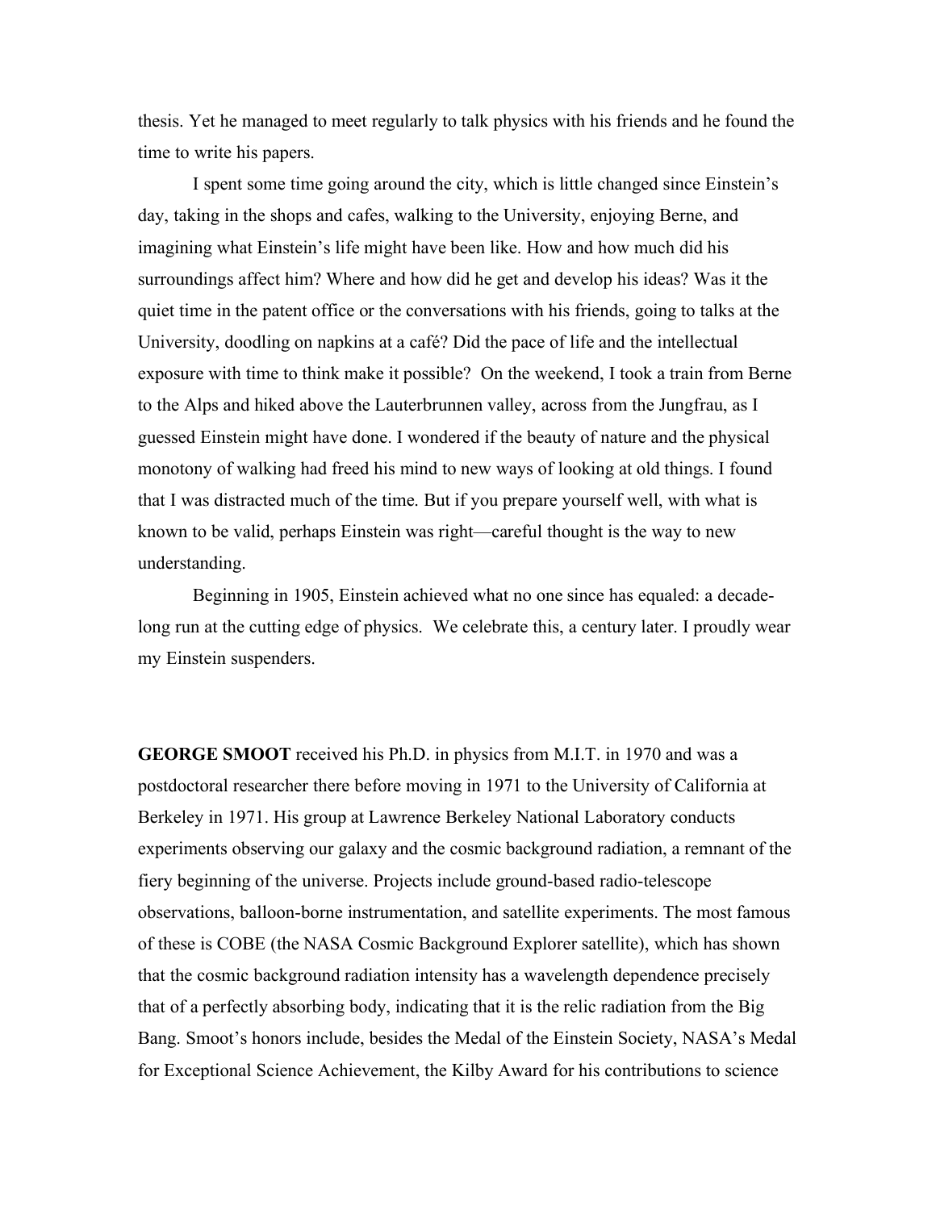thesis. Yet he managed to meet regularly to talk physics with his friends and he found the time to write his papers.

I spent some time going around the city, which is little changed since Einstein's day, taking in the shops and cafes, walking to the University, enjoying Berne, and imagining what Einstein's life might have been like. How and how much did his surroundings affect him? Where and how did he get and develop his ideas? Was it the quiet time in the patent office or the conversations with his friends, going to talks at the University, doodling on napkins at a café? Did the pace of life and the intellectual exposure with time to think make it possible? On the weekend, I took a train from Berne to the Alps and hiked above the Lauterbrunnen valley, across from the Jungfrau, as I guessed Einstein might have done. I wondered if the beauty of nature and the physical monotony of walking had freed his mind to new ways of looking at old things. I found that I was distracted much of the time. But if you prepare yourself well, with what is known to be valid, perhaps Einstein was right—careful thought is the way to new understanding.

Beginning in 1905, Einstein achieved what no one since has equaled: a decade-long run at the cutting edge of physics. We celebrate this, a century later. I proudly wear my Einstein suspenders.

**GEORGE SMOOT** received his Ph.D. in physics from M.I.T. in 1970 and was a postdoctoral researcher there before moving in 1971 to the University of California at Berkeley in 1971. His group at Lawrence Berkeley National Laboratory conducts experiments observing our galaxy and the cosmic background radiation, a remnant of the fiery beginning of the universe. Projects include ground-based radio-telescope observations, balloon-borne instrumentation, and satellite experiments. The most famous of these is COBE (the NASA Cosmic Background Explorer satellite), which has shown that the cosmic background radiation intensity has a wavelength dependence precisely that of a perfectly absorbing body, indicating that it is the relic radiation from the Big Bang. Smoot's honors include, besides the Medal of the Einstein Society, NASA's Medal for Exceptional Science Achievement, the Kilby Award for his contributions to science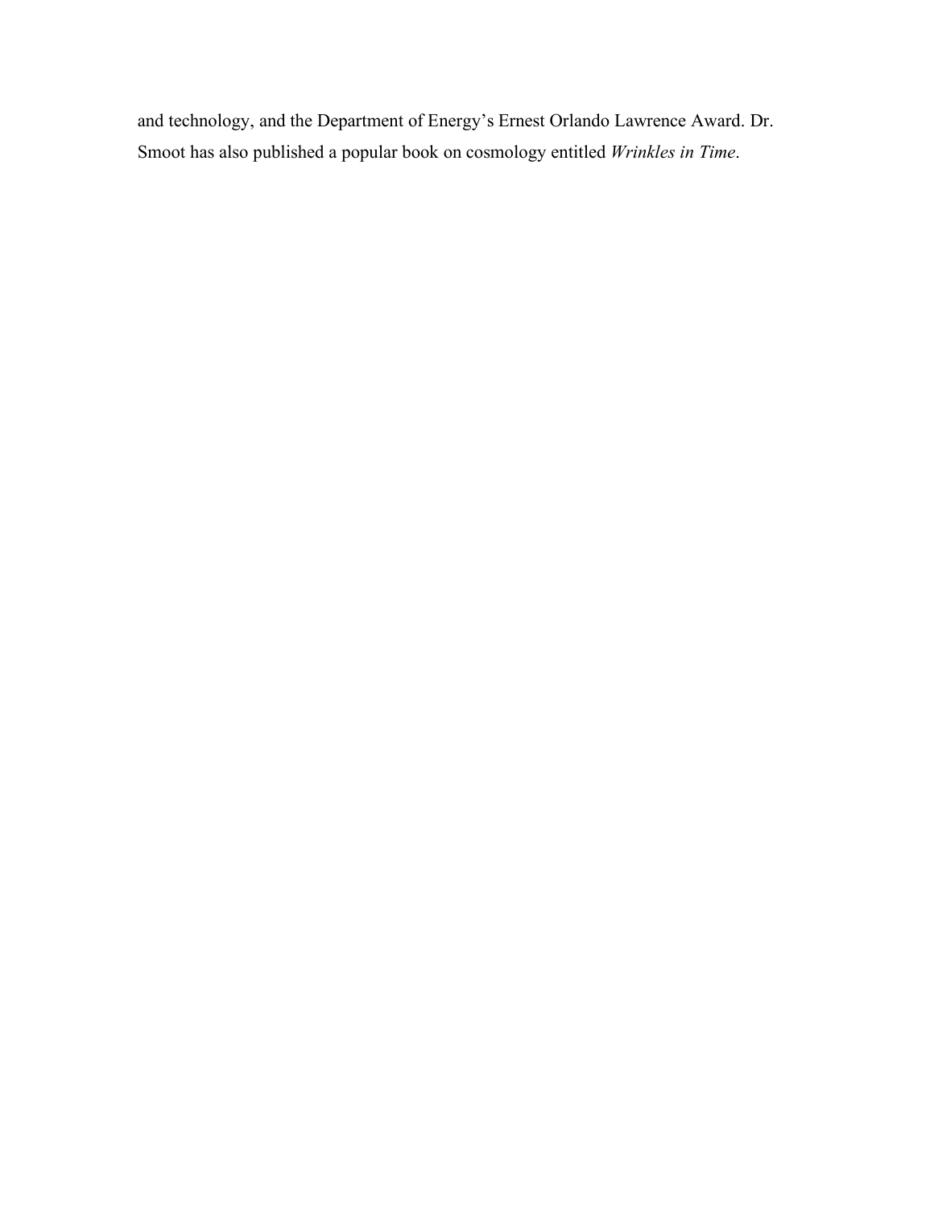and technology, and the Department of Energy's Ernest Orlando Lawrence Award. Dr. Smoot has also published a popular book on cosmology entitled *Wrinkles in Time*.